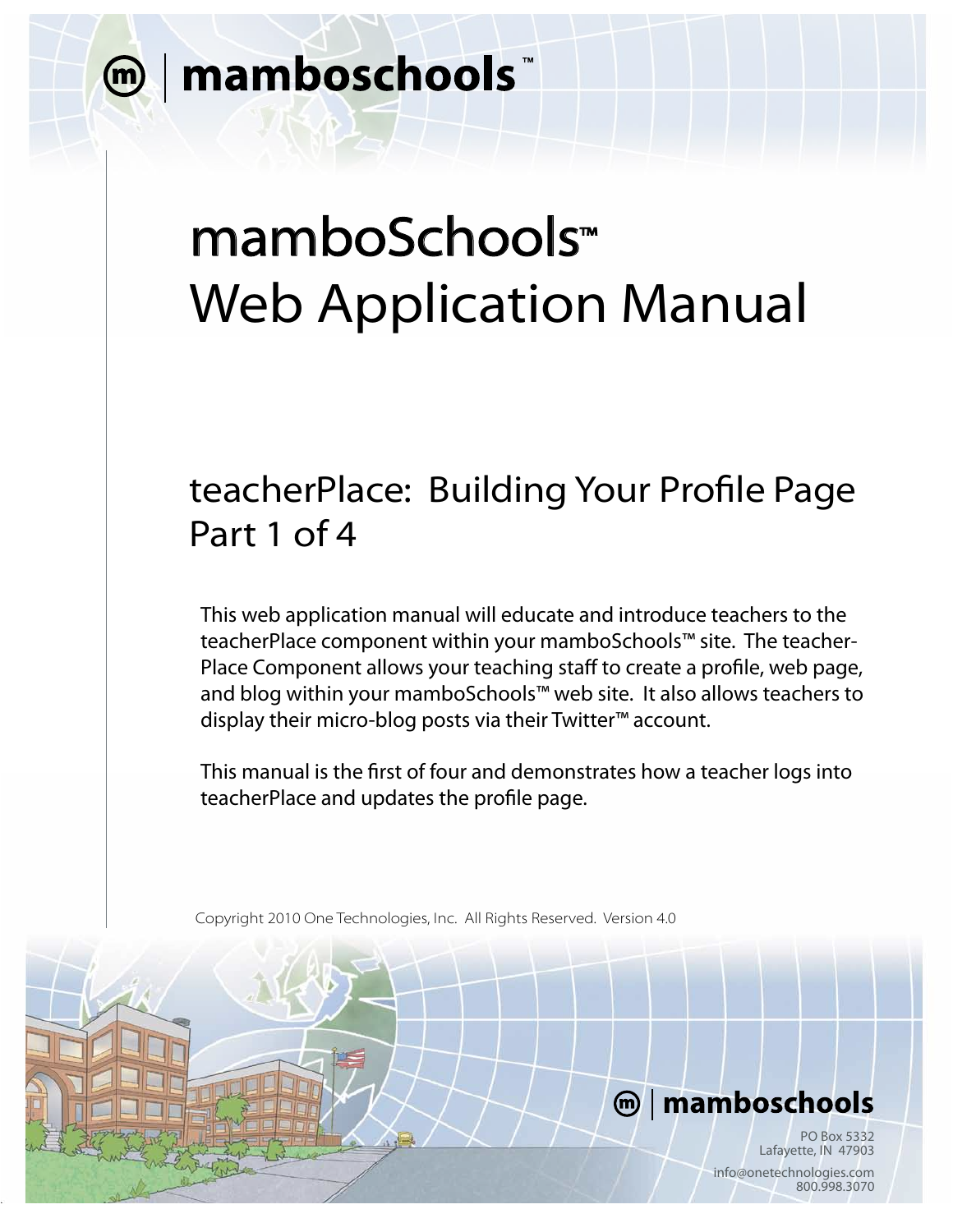mamboschools™

# mamboSchools™ Web Application Manual

## teacherPlace: Building Your Profile Page Part 1 of 4

This web application manual will educate and introduce teachers to the teacherPlace component within your mamboSchools™ site. The teacher-Place Component allows your teaching staff to create a profile, web page, and blog within your mamboSchools™ web site. It also allows teachers to display their micro-blog posts via their Twitter™ account.

This manual is the first of four and demonstrates how a teacher logs into teacherPlace and updates the profile page.

Copyright 2010 One Technologies, Inc. All Rights Reserved. Version 4.0

mamboschools

PO Box 5332
Lafayette, IN 47903

info@onetechnologies.com
800.998.3070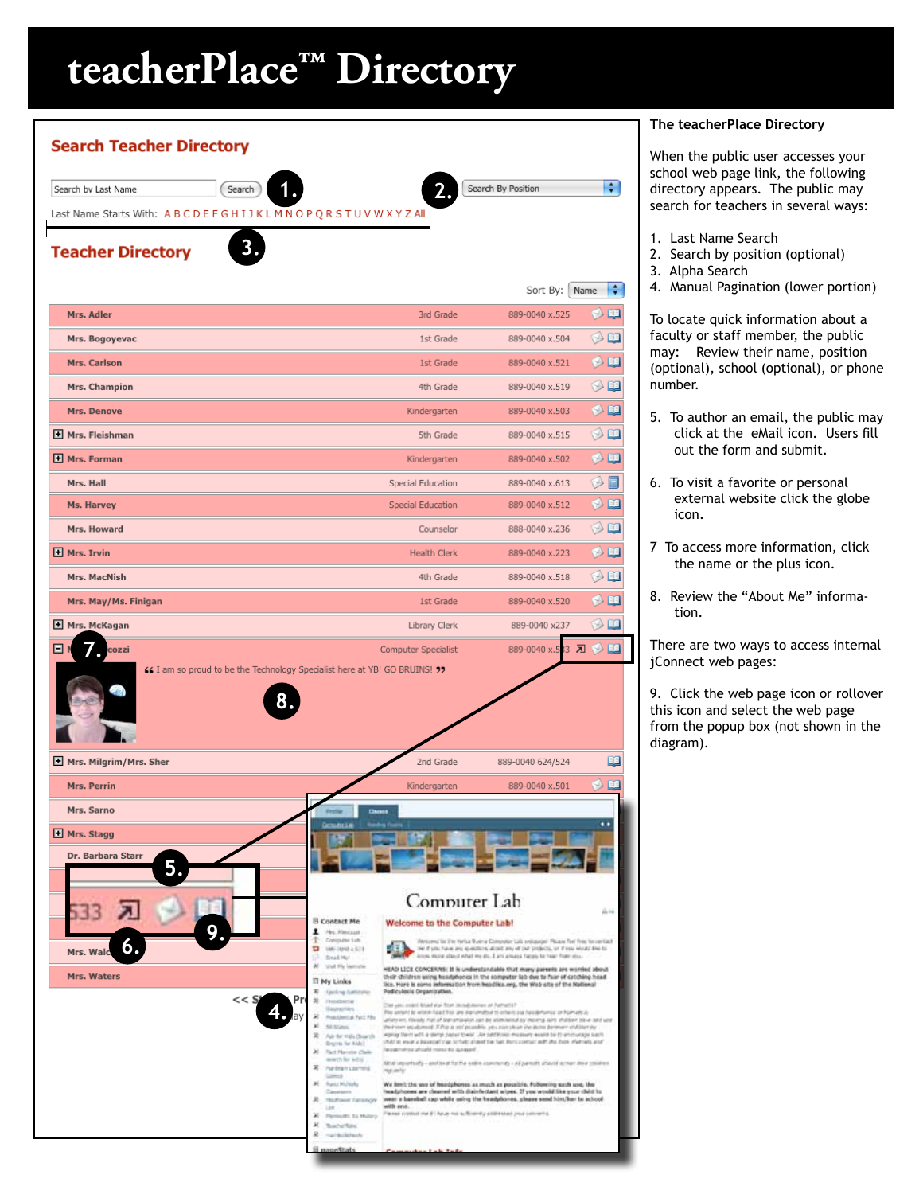# teacherPlace™ Directory

**Search Teacher Directory**

Search by Last Name [Search] 1. &nbsp;&nbsp; 2. Search By Position

Last Name Starts With: A B C D E F G H I J K L M N O P Q R S T U V W X Y Z All

**Teacher Directory** 3.

Sort By: Name

| | | |
|---|---|---|
| Mrs. Adler | 3rd Grade | 889-0040 x.525 |
| Mrs. Bogoyevac | 1st Grade | 889-0040 x.504 |
| Mrs. Carlson | 1st Grade | 889-0040 x.521 |
| Mrs. Champion | 4th Grade | 889-0040 x.519 |
| Mrs. Denove | Kindergarten | 889-0040 x.503 |
| Mrs. Fleishman | 5th Grade | 889-0040 x.515 |
| Mrs. Forman | Kindergarten | 889-0040 x.502 |
| Mrs. Hall | Special Education | 889-0040 x.613 |
| Ms. Harvey | Special Education | 889-0040 x.512 |
| Mrs. Howard | Counselor | 888-0040 x.236 |
| Mrs. Irvin | Health Clerk | 889-0040 x.223 |
| Mrs. MacNish | 4th Grade | 889-0040 x.518 |
| Mrs. May/Ms. Finigan | 1st Grade | 889-0040 x.520 |
| Mrs. McKagan | Library Clerk | 889-0040 x237 |
| 7. ...cozzi | Computer Specialist | 889-0040 x.5..3 |
| Mrs. Milgrim/Mrs. Sher | 2nd Grade | 889-0040 624/524 |
| Mrs. Perrin | Kindergarten | 889-0040 x.501 |
| Mrs. Sarno | | |
| Mrs. Stagg | | |
| Dr. Barbara Starr | | |
| Mrs. Wal... | | |
| Mrs. Waters | | |

" I am so proud to be the Technology Specialist here at YB! GO BRUINS! " 8.

5. 6. 9. 4.

Computer Lab

Welcome to the Computer Lab!

## The teacherPlace Directory

When the public user accesses your school web page link, the following directory appears. The public may search for teachers in several ways:

1. Last Name Search
2. Search by position (optional)
3. Alpha Search
4. Manual Pagination (lower portion)

To locate quick information about a faculty or staff member, the public may: Review their name, position (optional), school (optional), or phone number.

5. To author an email, the public may click at the eMail icon. Users fill out the form and submit.

6. To visit a favorite or personal external website click the globe icon.

7. To access more information, click the name or the plus icon.

8. Review the "About Me" information.

There are two ways to access internal jConnect web pages:

9. Click the web page icon or rollover this icon and select the web page from the popup box (not shown in the diagram).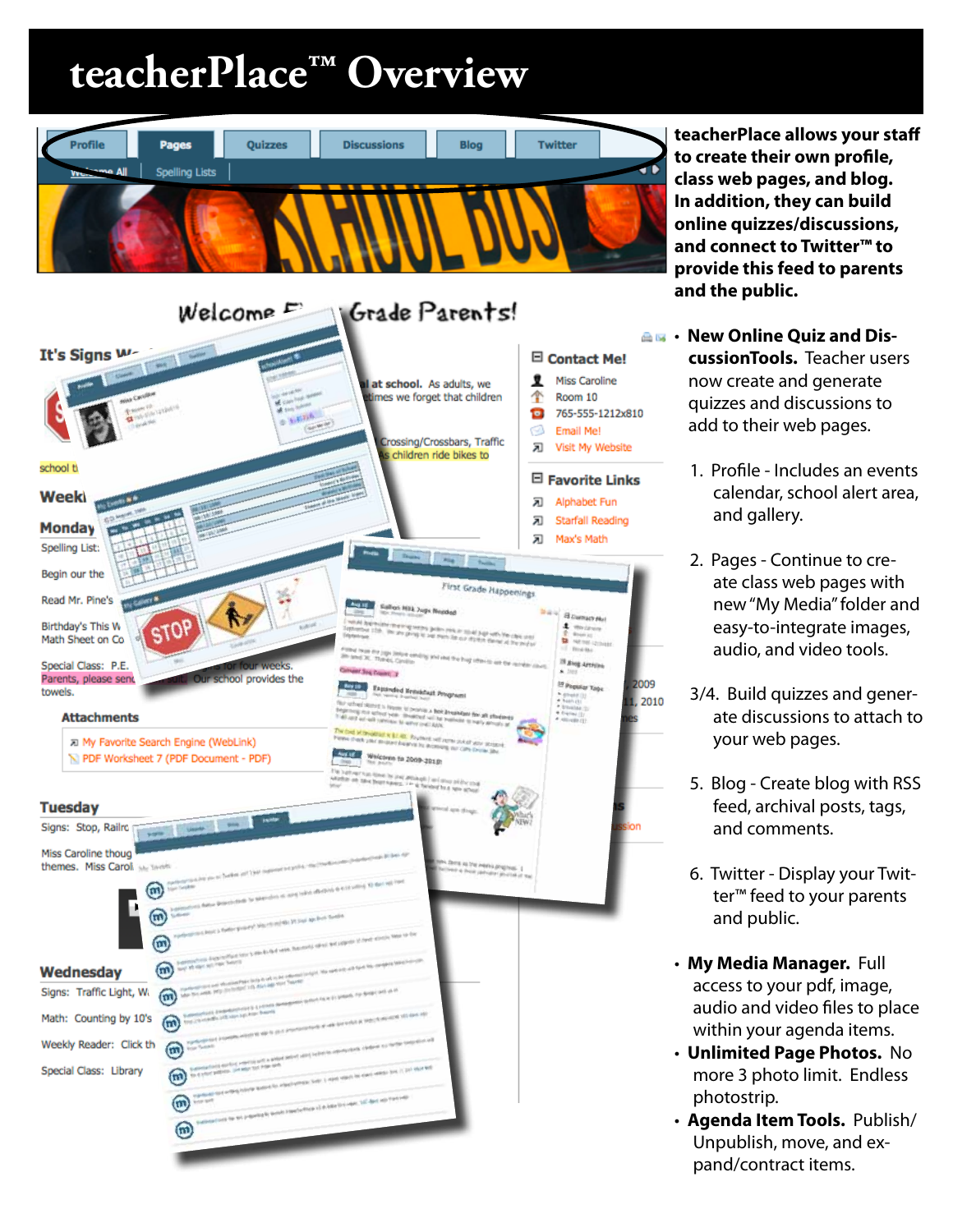# teacherPlace™ Overview

**teacherPlace allows your staff to create their own profile, class web pages, and blog. In addition, they can build online quizzes/discussions, and connect to Twitter™ to provide this feed to parents and the public.**

- **New Online Quiz and DiscussionTools.** Teacher users now create and generate quizzes and discussions to add to their web pages.

  1. Profile - Includes an events calendar, school alert area, and gallery.

  2. Pages - Continue to create class web pages with new "My Media" folder and easy-to-integrate images, audio, and video tools.

  3/4. Build quizzes and generate discussions to attach to your web pages.

  5. Blog - Create blog with RSS feed, archival posts, tags, and comments.

  6. Twitter - Display your Twitter™ feed to your parents and public.

- **My Media Manager.** Full access to your pdf, image, audio and video files to place within your agenda items.
- **Unlimited Page Photos.** No more 3 photo limit. Endless photostrip.
- **Agenda Item Tools.** Publish/Unpublish, move, and expand/contract items.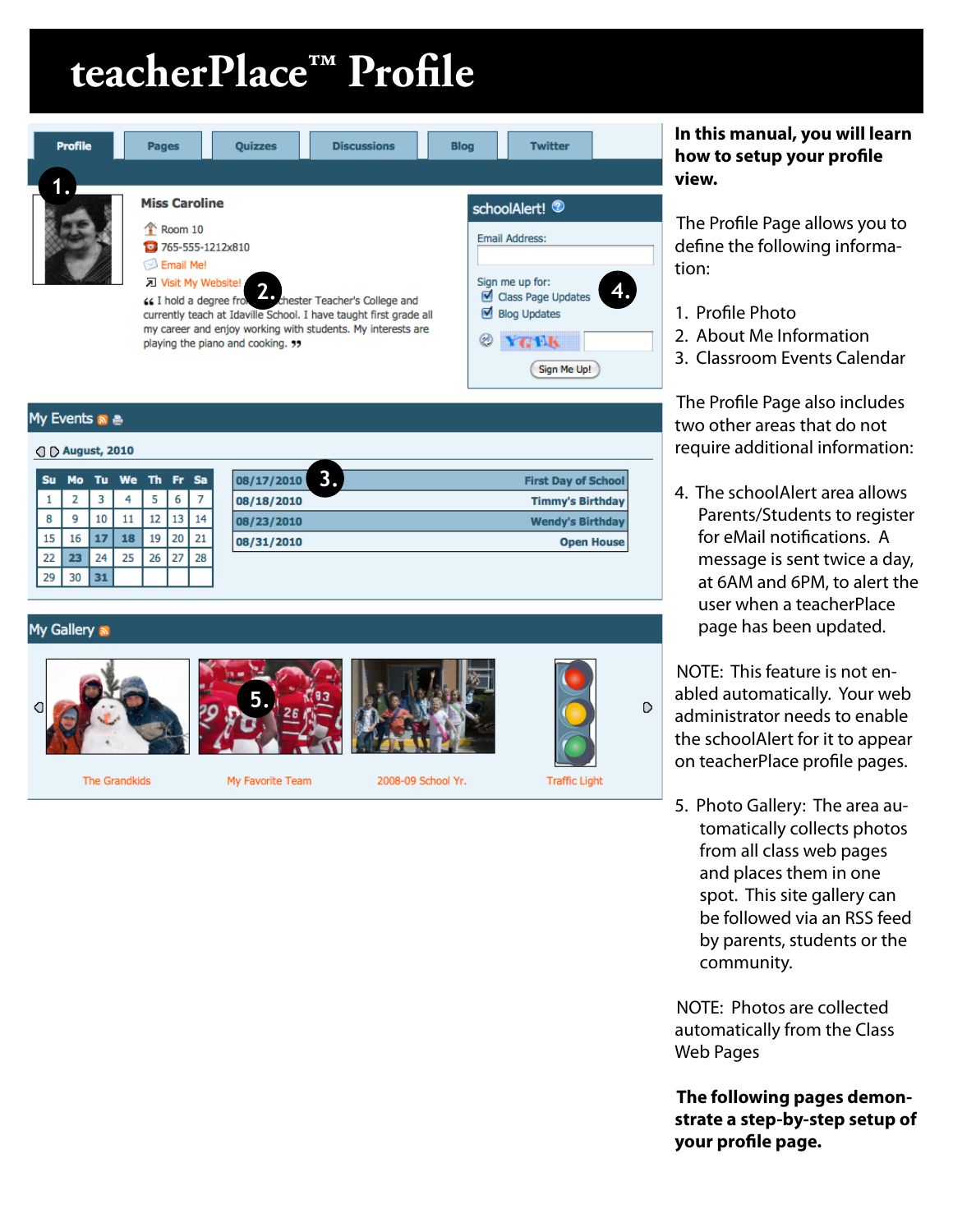# teacherPlace™ Profile

**In this manual, you will learn how to setup your profile view.**

The Profile Page allows you to define the following information:

1. Profile Photo
2. About Me Information
3. Classroom Events Calendar

The Profile Page also includes two other areas that do not require additional information:

4. The schoolAlert area allows Parents/Students to register for eMail notifications. A message is sent twice a day, at 6AM and 6PM, to alert the user when a teacherPlace page has been updated.

NOTE: This feature is not enabled automatically. Your web administrator needs to enable the schoolAlert for it to appear on teacherPlace profile pages.

5. Photo Gallery: The area automatically collects photos from all class web pages and places them in one spot. This site gallery can be followed via an RSS feed by parents, students or the community.

NOTE: Photos are collected automatically from the Class Web Pages

**The following pages demonstrate a step-by-step setup of your profile page.**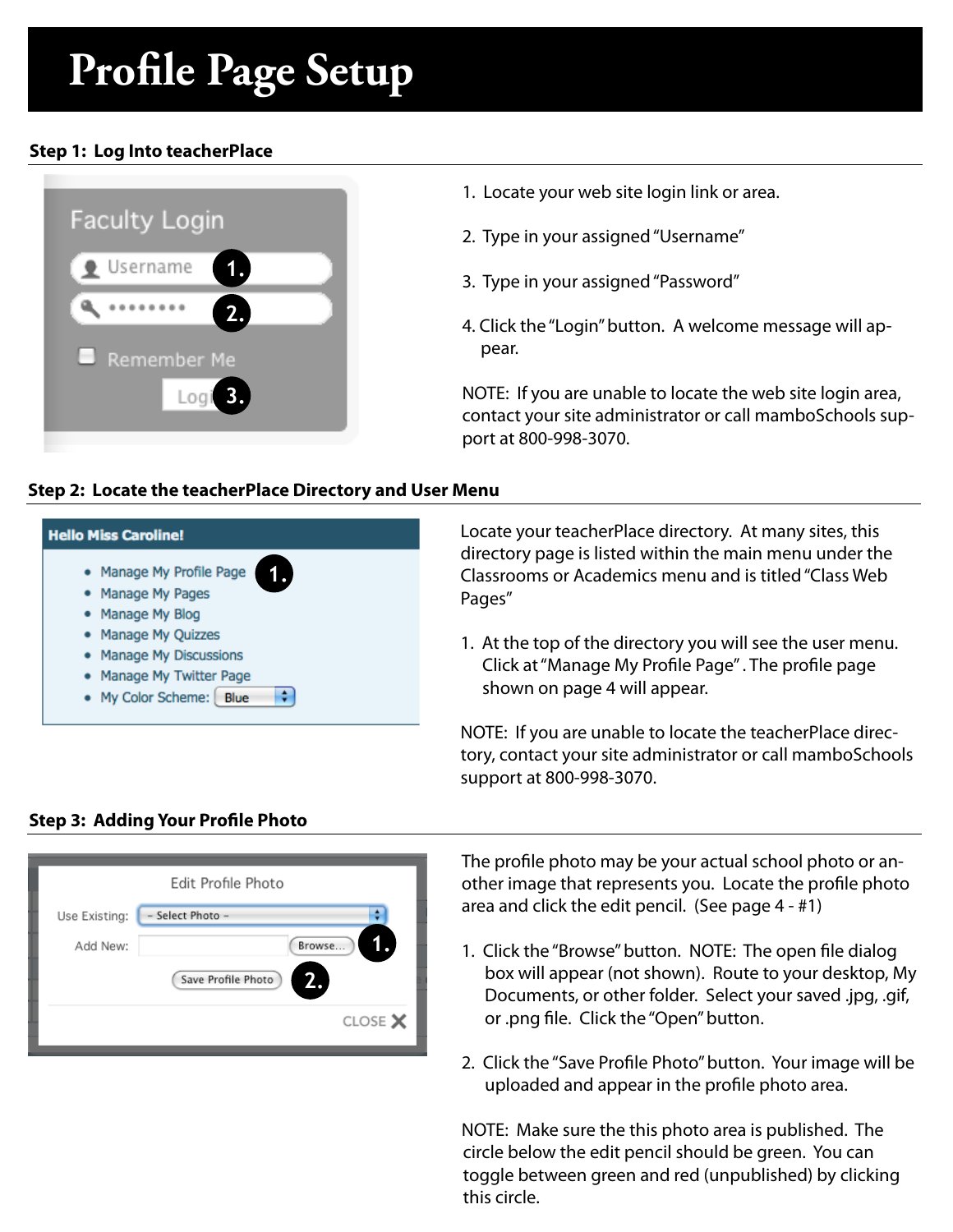# Profile Page Setup

## Step 1: Log Into teacherPlace

1. Locate your web site login link or area.

2. Type in your assigned "Username"

3. Type in your assigned "Password"

4. Click the "Login" button. A welcome message will appear.

NOTE: If you are unable to locate the web site login area, contact your site administrator or call mamboSchools support at 800-998-3070.

## Step 2: Locate the teacherPlace Directory and User Menu

Locate your teacherPlace directory. At many sites, this directory page is listed within the main menu under the Classrooms or Academics menu and is titled "Class Web Pages"

1. At the top of the directory you will see the user menu. Click at "Manage My Profile Page". The profile page shown on page 4 will appear.

NOTE: If you are unable to locate the teacherPlace directory, contact your site administrator or call mamboSchools support at 800-998-3070.

## Step 3: Adding Your Profile Photo

The profile photo may be your actual school photo or another image that represents you. Locate the profile photo area and click the edit pencil. (See page 4 - #1)

1. Click the "Browse" button. NOTE: The open file dialog box will appear (not shown). Route to your desktop, My Documents, or other folder. Select your saved .jpg, .gif, or .png file. Click the "Open" button.

2. Click the "Save Profile Photo" button. Your image will be uploaded and appear in the profile photo area.

NOTE: Make sure the this photo area is published. The circle below the edit pencil should be green. You can toggle between green and red (unpublished) by clicking this circle.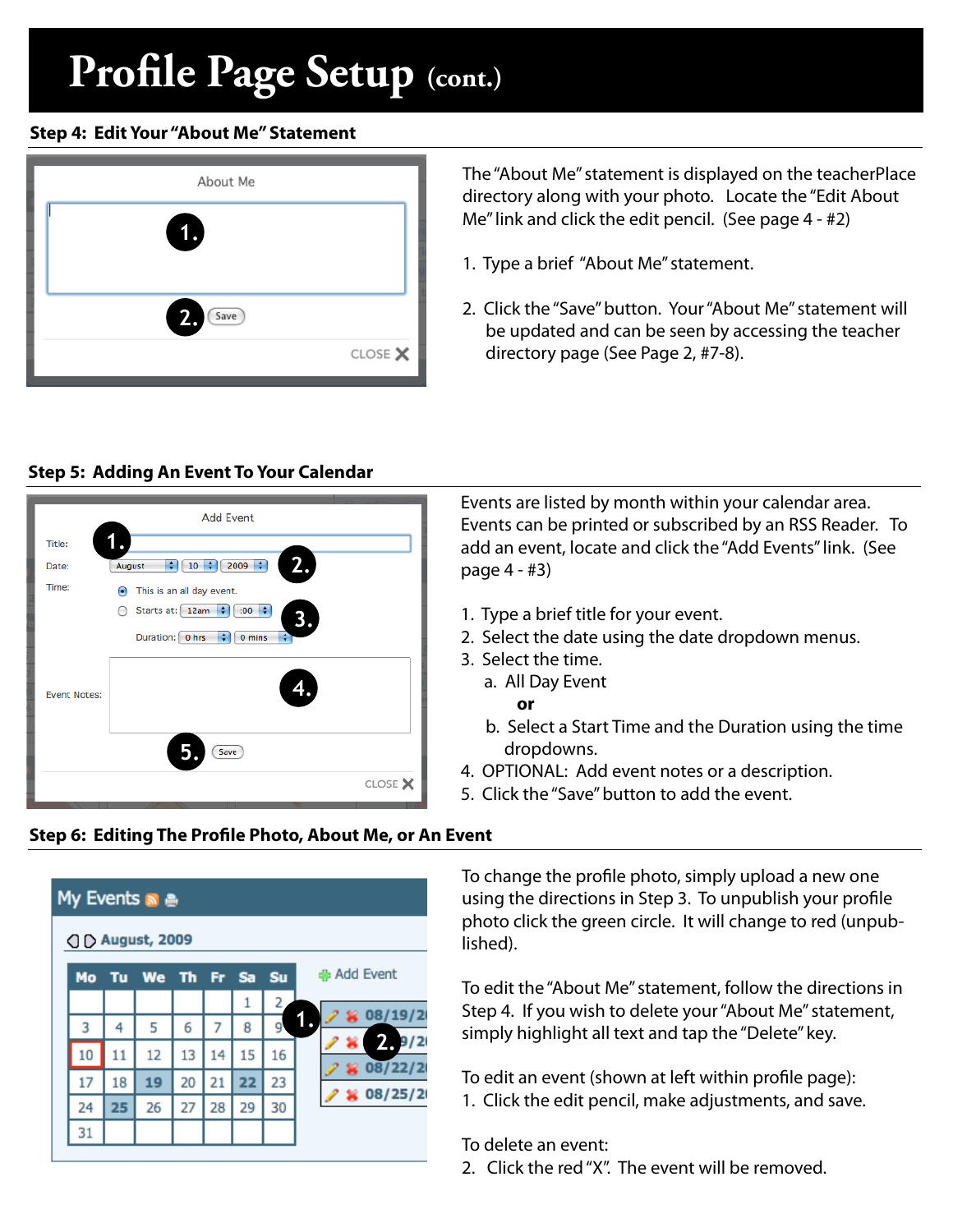# Profile Page Setup (cont.)

## Step 4: Edit Your "About Me" Statement

The "About Me" statement is displayed on the teacherPlace directory along with your photo. Locate the "Edit About Me" link and click the edit pencil. (See page 4 - #2)

1. Type a brief "About Me" statement.

2. Click the "Save" button. Your "About Me" statement will be updated and can be seen by accessing the teacher directory page (See Page 2, #7-8).

## Step 5: Adding An Event To Your Calendar

Events are listed by month within your calendar area. Events can be printed or subscribed by an RSS Reader. To add an event, locate and click the "Add Events" link. (See page 4 - #3)

1. Type a brief title for your event.
2. Select the date using the date dropdown menus.
3. Select the time.
   a. All Day Event
      **or**
   b. Select a Start Time and the Duration using the time dropdowns.
4. OPTIONAL: Add event notes or a description.
5. Click the "Save" button to add the event.

## Step 6: Editing The Profile Photo, About Me, or An Event

To change the profile photo, simply upload a new one using the directions in Step 3. To unpublish your profile photo click the green circle. It will change to red (unpublished).

To edit the "About Me" statement, follow the directions in Step 4. If you wish to delete your "About Me" statement, simply highlight all text and tap the "Delete" key.

To edit an event (shown at left within profile page):
1. Click the edit pencil, make adjustments, and save.

To delete an event:
2. Click the red "X". The event will be removed.